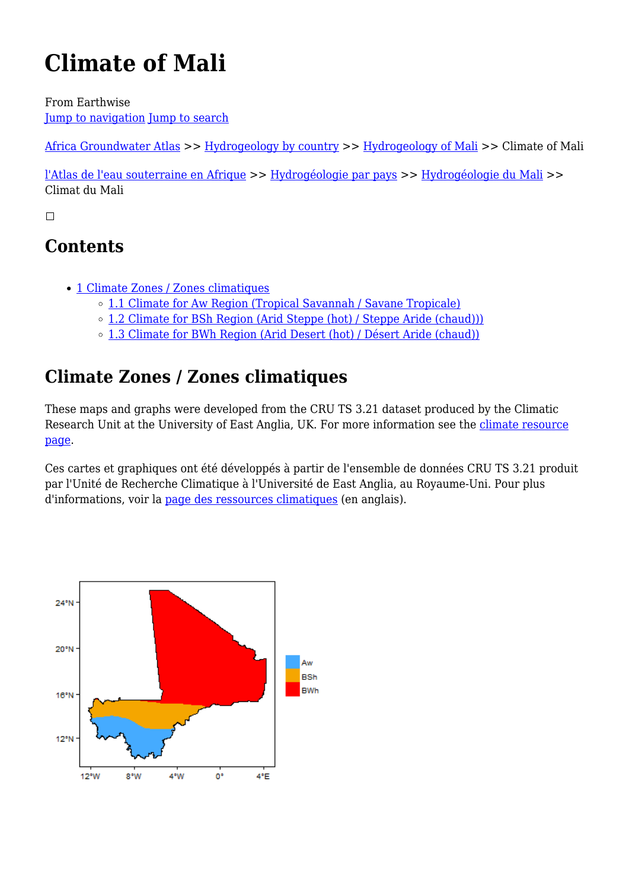# Climate of Mali

From Earthwise
Jump to navigation Jump to search

Africa Groundwater Atlas >> Hydrogeology by country >> Hydrogeology of Mali >> Climate of Mali

l'Atlas de l'eau souterraine en Afrique >> Hydrogéologie par pays >> Hydrogéologie du Mali >> Climat du Mali

## Contents

- 1 Climate Zones / Zones climatiques
  - 1.1 Climate for Aw Region (Tropical Savannah / Savane Tropicale)
  - 1.2 Climate for BSh Region (Arid Steppe (hot) / Steppe Aride (chaud)))
  - 1.3 Climate for BWh Region (Arid Desert (hot) / Désert Aride (chaud))

## Climate Zones / Zones climatiques

These maps and graphs were developed from the CRU TS 3.21 dataset produced by the Climatic Research Unit at the University of East Anglia, UK. For more information see the climate resource page.

Ces cartes et graphiques ont été développés à partir de l'ensemble de données CRU TS 3.21 produit par l'Unité de Recherche Climatique à l'Université de East Anglia, au Royaume-Uni. Pour plus d'informations, voir la page des ressources climatiques (en anglais).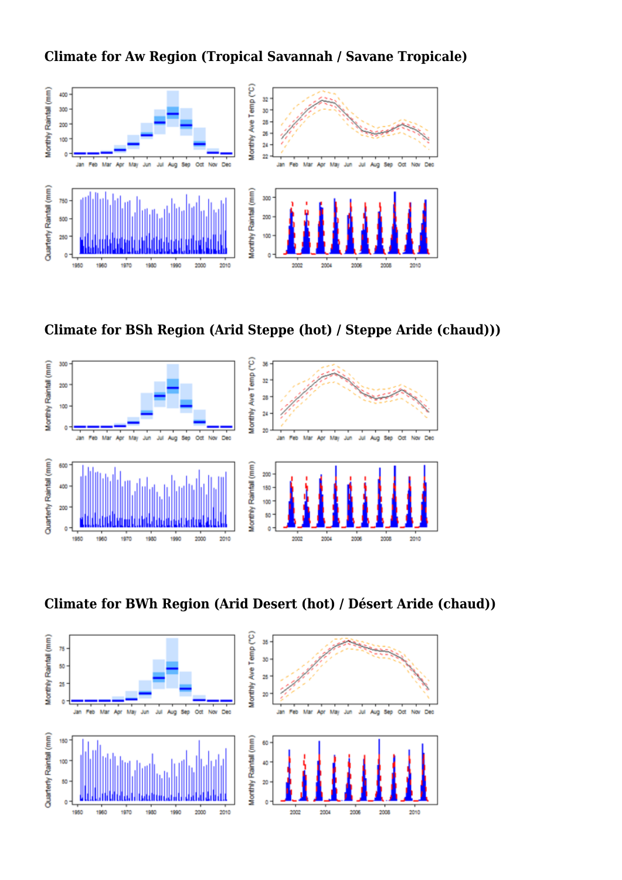## Climate for Aw Region (Tropical Savannah / Savane Tropicale)

## Climate for BSh Region (Arid Steppe (hot) / Steppe Aride (chaud))

## Climate for BWh Region (Arid Desert (hot) / Désert Aride (chaud))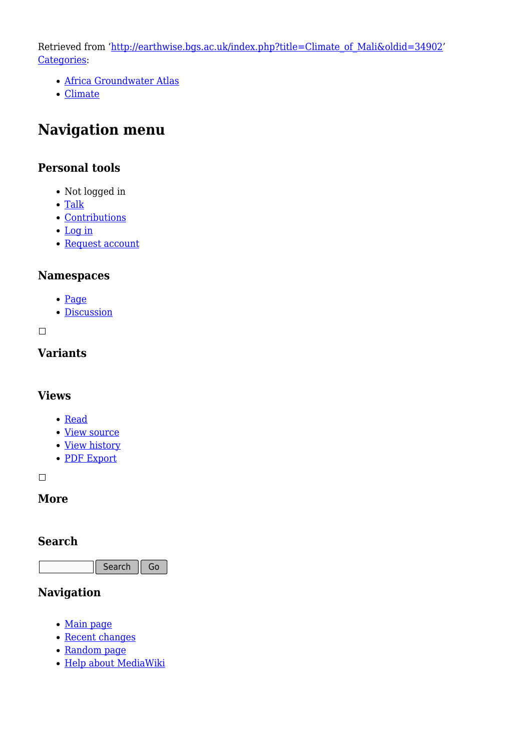Retrieved from ‘http://earthwise.bgs.ac.uk/index.php?title=Climate_of_Mali&oldid=34902’
Categories:

- Africa Groundwater Atlas
- Climate

# Navigation menu

## Personal tools

- Not logged in
- Talk
- Contributions
- Log in
- Request account

## Namespaces

- Page
- Discussion

☐

## Variants

## Views

- Read
- View source
- View history
- PDF Export

☐

## More

## Search

Search Go

## Navigation

- Main page
- Recent changes
- Random page
- Help about MediaWiki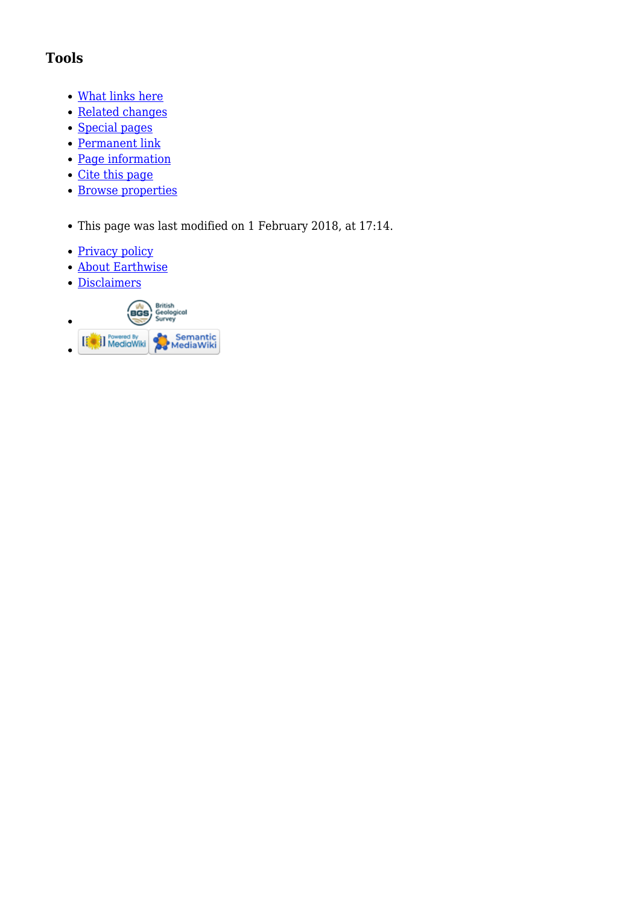### Tools

- What links here
- Related changes
- Special pages
- Permanent link
- Page information
- Cite this page
- Browse properties

- This page was last modified on 1 February 2018, at 17:14.

- Privacy policy
- About Earthwise
- Disclaimers